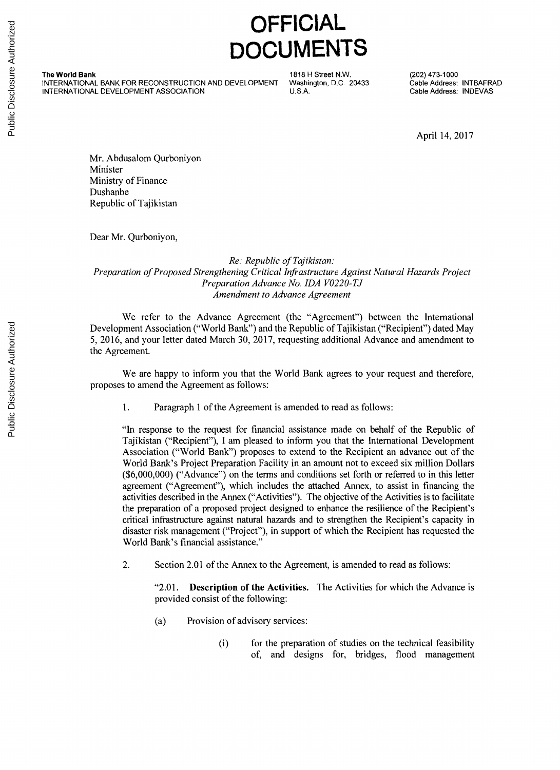# OFFICIAL DOCUMENTS

**The World Bank**
INTERNATIONAL BANK FOR RECONSTRUCTION AND DEVELOPMENT
INTERNATIONAL DEVELOPMENT ASSOCIATION

1818 H Street N.W.
Washington, D.C. 20433
U.S.A.

(202) 473-1000
Cable Address: INTBAFRAD
Cable Address: INDEVAS

April 14, 2017

Mr. Abdusalom Qurboniyon
Minister
Ministry of Finance
Dushanbe
Republic of Tajikistan

Dear Mr. Qurboniyon,

*Re: Republic of Tajikistan:*
*Preparation of Proposed Strengthening Critical Infrastructure Against Natural Hazards Project*
*Preparation Advance No. IDA V0220-TJ*
*Amendment to Advance Agreement*

We refer to the Advance Agreement (the "Agreement") between the International Development Association ("World Bank") and the Republic of Tajikistan ("Recipient") dated May 5, 2016, and your letter dated March 30, 2017, requesting additional Advance and amendment to the Agreement.

We are happy to inform you that the World Bank agrees to your request and therefore, proposes to amend the Agreement as follows:

1. Paragraph 1 of the Agreement is amended to read as follows:

"In response to the request for financial assistance made on behalf of the Republic of Tajikistan ("Recipient"), I am pleased to inform you that the International Development Association ("World Bank") proposes to extend to the Recipient an advance out of the World Bank's Project Preparation Facility in an amount not to exceed six million Dollars ($6,000,000) ("Advance") on the terms and conditions set forth or referred to in this letter agreement ("Agreement"), which includes the attached Annex, to assist in financing the activities described in the Annex ("Activities"). The objective of the Activities is to facilitate the preparation of a proposed project designed to enhance the resilience of the Recipient's critical infrastructure against natural hazards and to strengthen the Recipient's capacity in disaster risk management ("Project"), in support of which the Recipient has requested the World Bank's financial assistance."

2. Section 2.01 of the Annex to the Agreement, is amended to read as follows:

"2.01. **Description of the Activities.** The Activities for which the Advance is provided consist of the following:

(a) Provision of advisory services:

(i) for the preparation of studies on the technical feasibility of, and designs for, bridges, flood management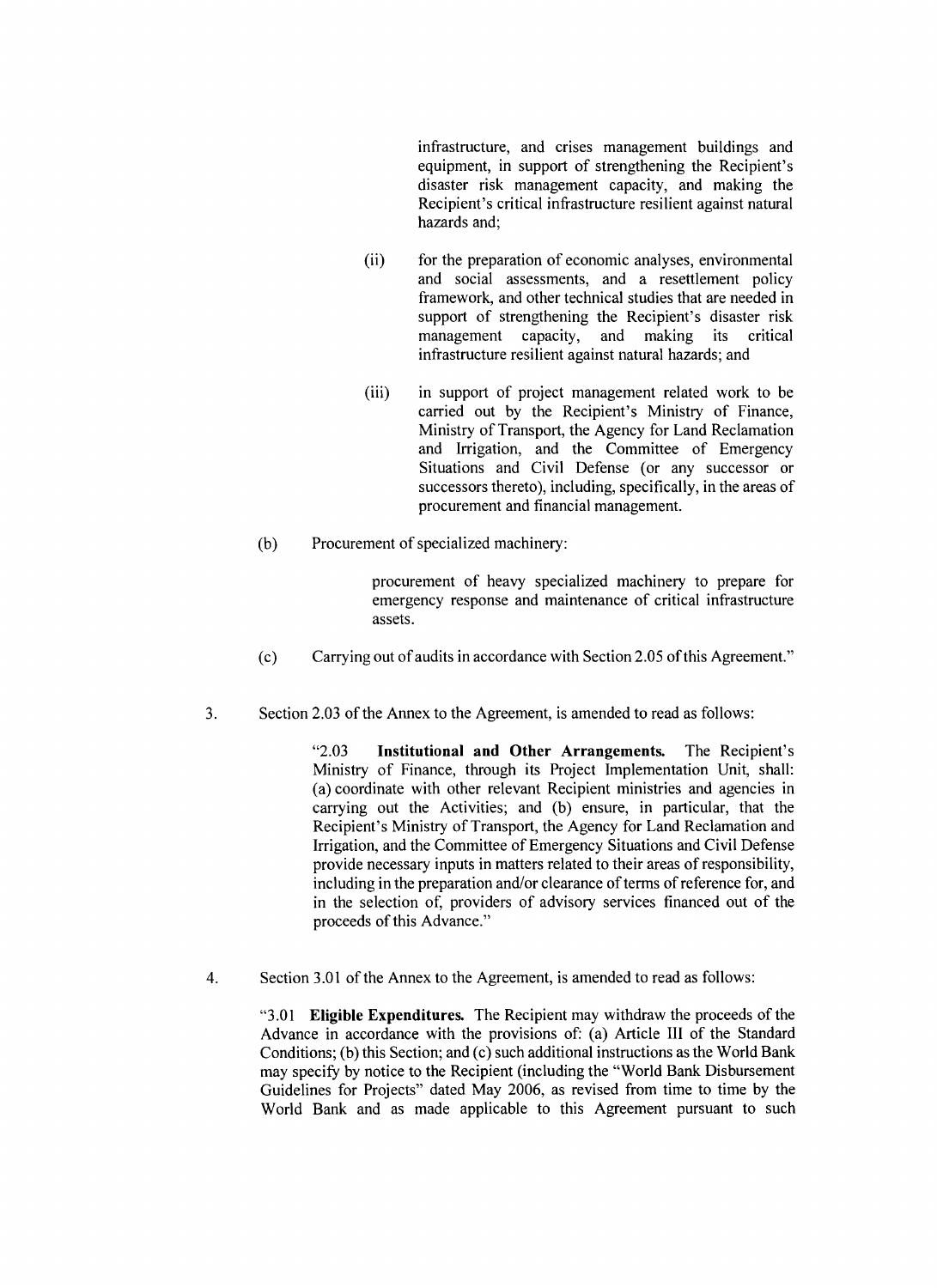infrastructure, and crises management buildings and equipment, in support of strengthening the Recipient's disaster risk management capacity, and making the Recipient's critical infrastructure resilient against natural hazards and;

(ii) for the preparation of economic analyses, environmental and social assessments, and a resettlement policy framework, and other technical studies that are needed in support of strengthening the Recipient's disaster risk management capacity, and making its critical infrastructure resilient against natural hazards; and

(iii) in support of project management related work to be carried out by the Recipient's Ministry of Finance, Ministry of Transport, the Agency for Land Reclamation and Irrigation, and the Committee of Emergency Situations and Civil Defense (or any successor or successors thereto), including, specifically, in the areas of procurement and financial management.

(b) Procurement of specialized machinery:

procurement of heavy specialized machinery to prepare for emergency response and maintenance of critical infrastructure assets.

(c) Carrying out of audits in accordance with Section 2.05 of this Agreement."

3. Section 2.03 of the Annex to the Agreement, is amended to read as follows:

"2.03 **Institutional and Other Arrangements.** The Recipient's Ministry of Finance, through its Project Implementation Unit, shall: (a) coordinate with other relevant Recipient ministries and agencies in carrying out the Activities; and (b) ensure, in particular, that the Recipient's Ministry of Transport, the Agency for Land Reclamation and Irrigation, and the Committee of Emergency Situations and Civil Defense provide necessary inputs in matters related to their areas of responsibility, including in the preparation and/or clearance of terms of reference for, and in the selection of, providers of advisory services financed out of the proceeds of this Advance."

4. Section 3.01 of the Annex to the Agreement, is amended to read as follows:

"3.01 **Eligible Expenditures.** The Recipient may withdraw the proceeds of the Advance in accordance with the provisions of: (a) Article III of the Standard Conditions; (b) this Section; and (c) such additional instructions as the World Bank may specify by notice to the Recipient (including the "World Bank Disbursement Guidelines for Projects" dated May 2006, as revised from time to time by the World Bank and as made applicable to this Agreement pursuant to such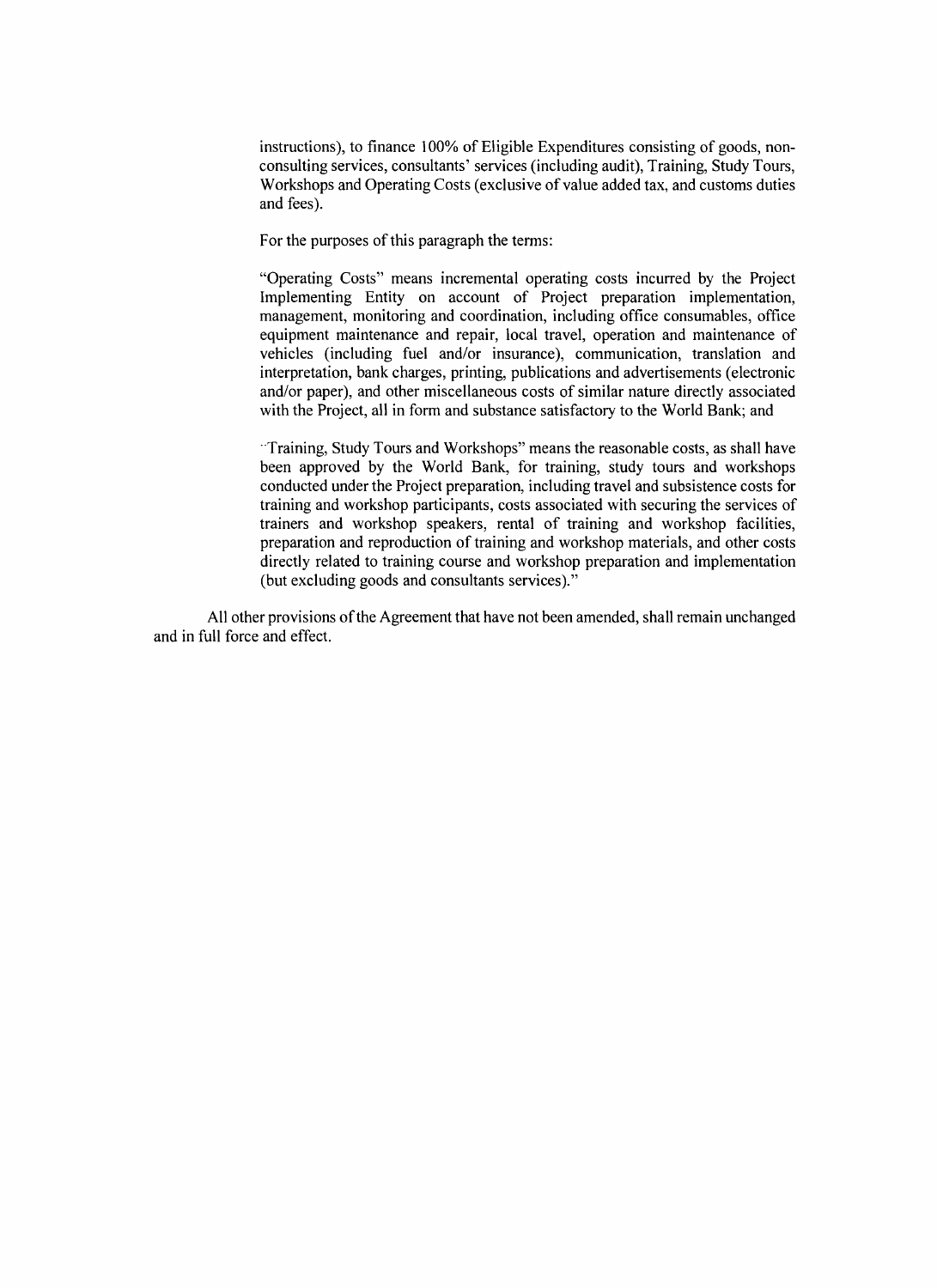instructions), to finance 100% of Eligible Expenditures consisting of goods, non-consulting services, consultants' services (including audit), Training, Study Tours, Workshops and Operating Costs (exclusive of value added tax, and customs duties and fees).

For the purposes of this paragraph the terms:

"Operating Costs" means incremental operating costs incurred by the Project Implementing Entity on account of Project preparation implementation, management, monitoring and coordination, including office consumables, office equipment maintenance and repair, local travel, operation and maintenance of vehicles (including fuel and/or insurance), communication, translation and interpretation, bank charges, printing, publications and advertisements (electronic and/or paper), and other miscellaneous costs of similar nature directly associated with the Project, all in form and substance satisfactory to the World Bank; and

"Training, Study Tours and Workshops" means the reasonable costs, as shall have been approved by the World Bank, for training, study tours and workshops conducted under the Project preparation, including travel and subsistence costs for training and workshop participants, costs associated with securing the services of trainers and workshop speakers, rental of training and workshop facilities, preparation and reproduction of training and workshop materials, and other costs directly related to training course and workshop preparation and implementation (but excluding goods and consultants services)."

All other provisions of the Agreement that have not been amended, shall remain unchanged and in full force and effect.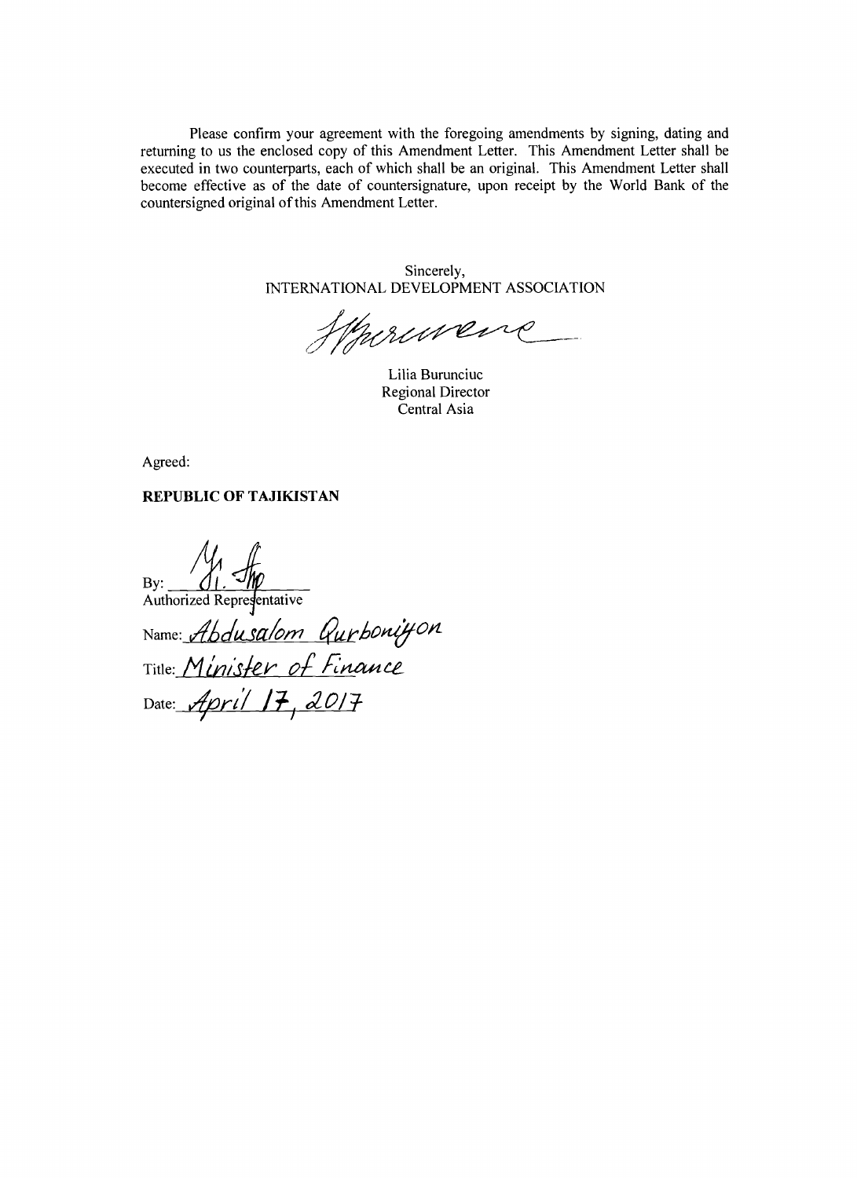Please confirm your agreement with the foregoing amendments by signing, dating and returning to us the enclosed copy of this Amendment Letter. This Amendment Letter shall be executed in two counterparts, each of which shall be an original. This Amendment Letter shall become effective as of the date of countersignature, upon receipt by the World Bank of the countersigned original of this Amendment Letter.

Sincerely,
INTERNATIONAL DEVELOPMENT ASSOCIATION

Lilia Burunciuc
Regional Director
Central Asia

Agreed:

**REPUBLIC OF TAJIKISTAN**

By: ______________
Authorized Representative

Name: Abdusalom Qurboniyon

Title: Minister of Finance

Date: April 17, 2017